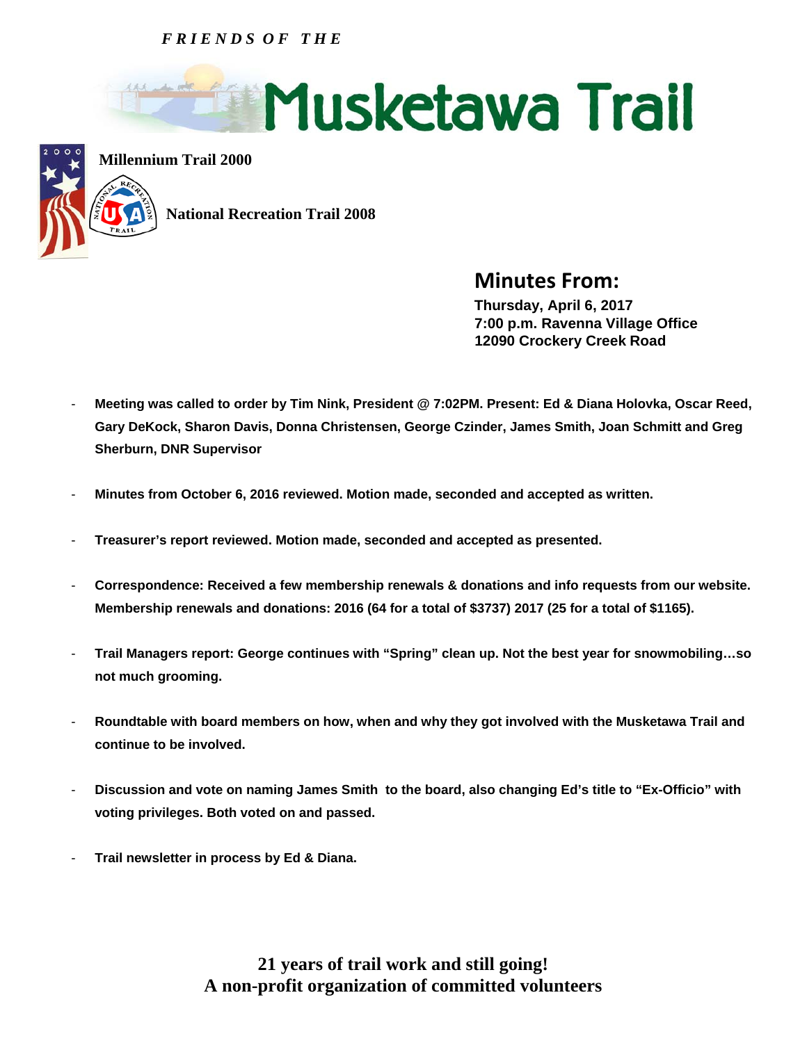*FRIENDS OF THE*

# Musketawa Trail

**Millennium Trail 2000**

**National Recreation Trail 2008**

## Minutes From:

**Thursday, April 6, 2017**
**7:00 p.m. Ravenna Village Office**
**12090 Crockery Creek Road**

- **Meeting was called to order by Tim Nink, President @ 7:02PM. Present: Ed & Diana Holovka, Oscar Reed, Gary DeKock, Sharon Davis, Donna Christensen, George Czinder, James Smith, Joan Schmitt and Greg Sherburn, DNR Supervisor**

- **Minutes from October 6, 2016 reviewed. Motion made, seconded and accepted as written.**

- **Treasurer's report reviewed. Motion made, seconded and accepted as presented.**

- **Correspondence: Received a few membership renewals & donations and info requests from our website. Membership renewals and donations: 2016 (64 for a total of $3737) 2017 (25 for a total of $1165).**

- **Trail Managers report: George continues with "Spring" clean up. Not the best year for snowmobiling…so not much grooming.**

- **Roundtable with board members on how, when and why they got involved with the Musketawa Trail and continue to be involved.**

- **Discussion and vote on naming James Smith to the board, also changing Ed's title to "Ex-Officio" with voting privileges. Both voted on and passed.**

- **Trail newsletter in process by Ed & Diana.**

**21 years of trail work and still going!**
**A non-profit organization of committed volunteers**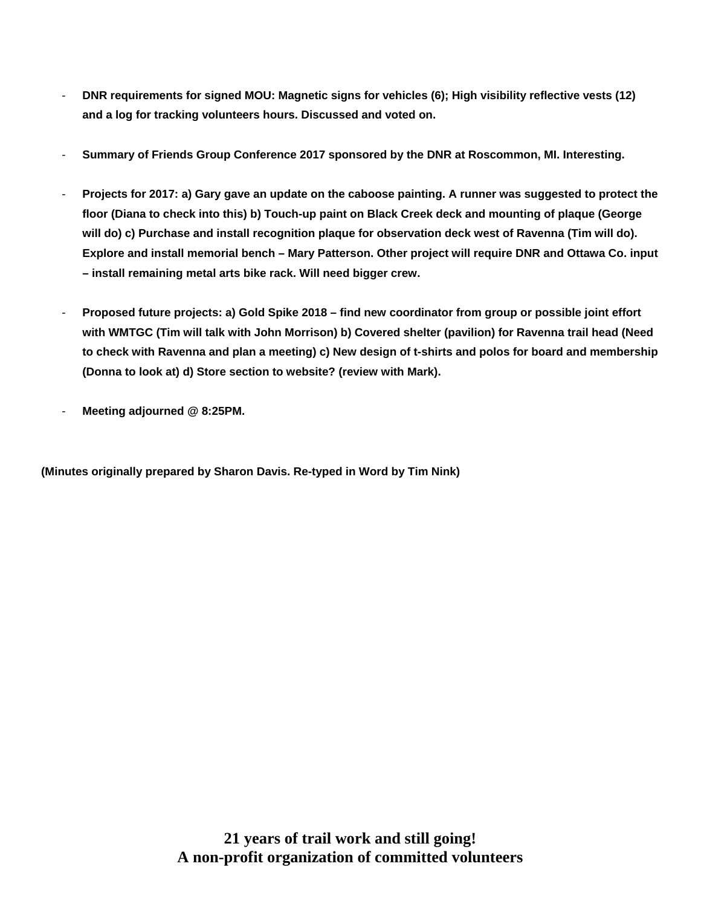- **DNR requirements for signed MOU: Magnetic signs for vehicles (6); High visibility reflective vests (12) and a log for tracking volunteers hours. Discussed and voted on.**

- **Summary of Friends Group Conference 2017 sponsored by the DNR at Roscommon, MI. Interesting.**

- **Projects for 2017: a) Gary gave an update on the caboose painting. A runner was suggested to protect the floor (Diana to check into this) b) Touch-up paint on Black Creek deck and mounting of plaque (George will do) c) Purchase and install recognition plaque for observation deck west of Ravenna (Tim will do). Explore and install memorial bench – Mary Patterson. Other project will require DNR and Ottawa Co. input – install remaining metal arts bike rack. Will need bigger crew.**

- **Proposed future projects: a) Gold Spike 2018 – find new coordinator from group or possible joint effort with WMTGC (Tim will talk with John Morrison) b) Covered shelter (pavilion) for Ravenna trail head (Need to check with Ravenna and plan a meeting) c) New design of t-shirts and polos for board and membership (Donna to look at) d) Store section to website? (review with Mark).**

- **Meeting adjourned @ 8:25PM.**

**(Minutes originally prepared by Sharon Davis. Re-typed in Word by Tim Nink)**

**21 years of trail work and still going!**
**A non-profit organization of committed volunteers**